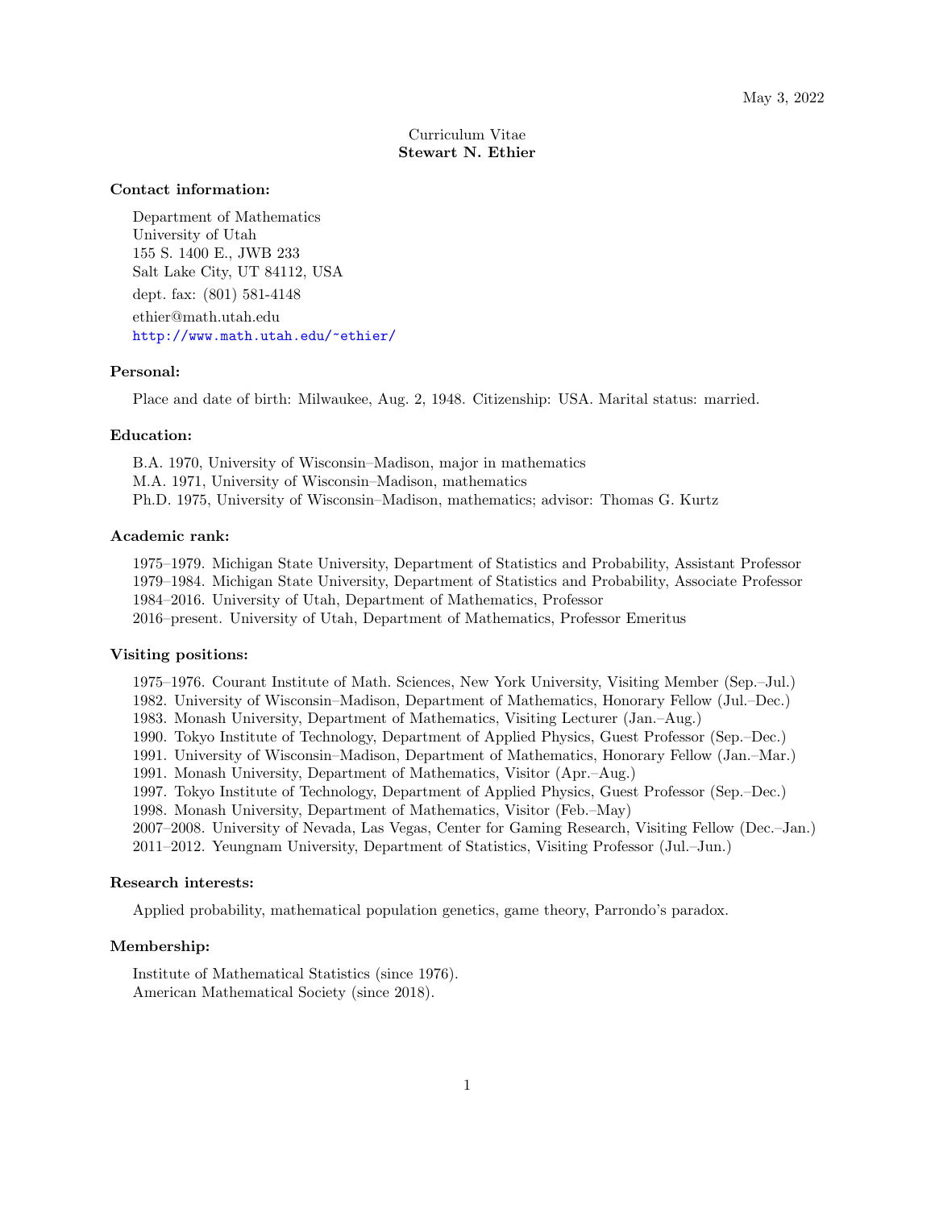May 3, 2022

Curriculum Vitae
**Stewart N. Ethier**

### Contact information:

Department of Mathematics
University of Utah
155 S. 1400 E., JWB 233
Salt Lake City, UT 84112, USA

dept. fax: (801) 581-4148

ethier@math.utah.edu

http://www.math.utah.edu/~ethier/

### Personal:

Place and date of birth: Milwaukee, Aug. 2, 1948. Citizenship: USA. Marital status: married.

### Education:

B.A. 1970, University of Wisconsin–Madison, major in mathematics
M.A. 1971, University of Wisconsin–Madison, mathematics
Ph.D. 1975, University of Wisconsin–Madison, mathematics; advisor: Thomas G. Kurtz

### Academic rank:

1975–1979. Michigan State University, Department of Statistics and Probability, Assistant Professor
1979–1984. Michigan State University, Department of Statistics and Probability, Associate Professor
1984–2016. University of Utah, Department of Mathematics, Professor
2016–present. University of Utah, Department of Mathematics, Professor Emeritus

### Visiting positions:

1975–1976. Courant Institute of Math. Sciences, New York University, Visiting Member (Sep.–Jul.)
1982. University of Wisconsin–Madison, Department of Mathematics, Honorary Fellow (Jul.–Dec.)
1983. Monash University, Department of Mathematics, Visiting Lecturer (Jan.–Aug.)
1990. Tokyo Institute of Technology, Department of Applied Physics, Guest Professor (Sep.–Dec.)
1991. University of Wisconsin–Madison, Department of Mathematics, Honorary Fellow (Jan.–Mar.)
1991. Monash University, Department of Mathematics, Visitor (Apr.–Aug.)
1997. Tokyo Institute of Technology, Department of Applied Physics, Guest Professor (Sep.–Dec.)
1998. Monash University, Department of Mathematics, Visitor (Feb.–May)
2007–2008. University of Nevada, Las Vegas, Center for Gaming Research, Visiting Fellow (Dec.–Jan.)
2011–2012. Yeungnam University, Department of Statistics, Visiting Professor (Jul.–Jun.)

### Research interests:

Applied probability, mathematical population genetics, game theory, Parrondo's paradox.

### Membership:

Institute of Mathematical Statistics (since 1976).
American Mathematical Society (since 2018).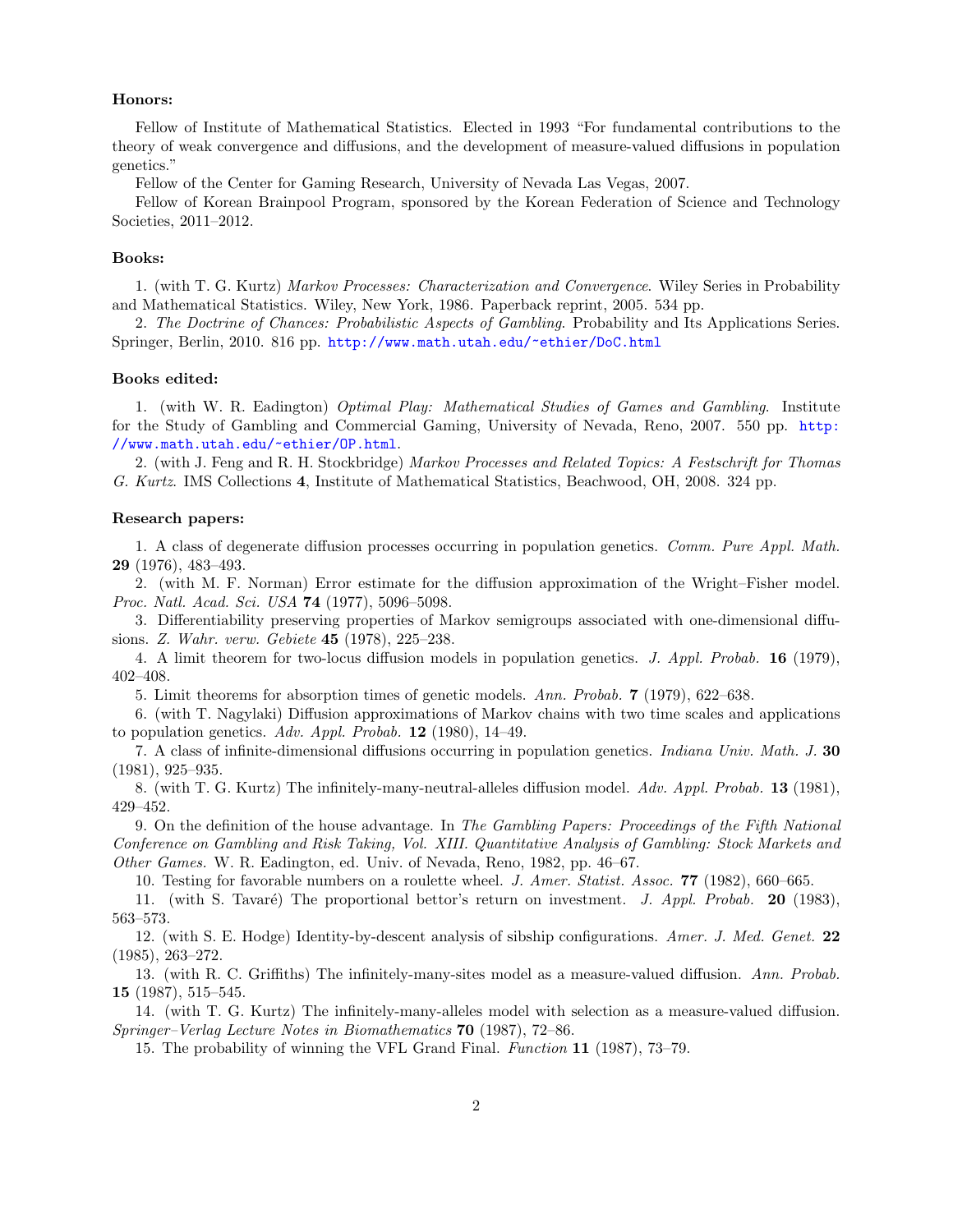**Honors:**

Fellow of Institute of Mathematical Statistics. Elected in 1993 "For fundamental contributions to the theory of weak convergence and diffusions, and the development of measure-valued diffusions in population genetics."

Fellow of the Center for Gaming Research, University of Nevada Las Vegas, 2007.

Fellow of Korean Brainpool Program, sponsored by the Korean Federation of Science and Technology Societies, 2011–2012.

**Books:**

1. (with T. G. Kurtz) *Markov Processes: Characterization and Convergence*. Wiley Series in Probability and Mathematical Statistics. Wiley, New York, 1986. Paperback reprint, 2005. 534 pp.

2. *The Doctrine of Chances: Probabilistic Aspects of Gambling*. Probability and Its Applications Series. Springer, Berlin, 2010. 816 pp. http://www.math.utah.edu/~ethier/DoC.html

**Books edited:**

1. (with W. R. Eadington) *Optimal Play: Mathematical Studies of Games and Gambling*. Institute for the Study of Gambling and Commercial Gaming, University of Nevada, Reno, 2007. 550 pp. http://www.math.utah.edu/~ethier/OP.html.

2. (with J. Feng and R. H. Stockbridge) *Markov Processes and Related Topics: A Festschrift for Thomas G. Kurtz*. IMS Collections **4**, Institute of Mathematical Statistics, Beachwood, OH, 2008. 324 pp.

**Research papers:**

1. A class of degenerate diffusion processes occurring in population genetics. *Comm. Pure Appl. Math.* **29** (1976), 483–493.

2. (with M. F. Norman) Error estimate for the diffusion approximation of the Wright–Fisher model. *Proc. Natl. Acad. Sci. USA* **74** (1977), 5096–5098.

3. Differentiability preserving properties of Markov semigroups associated with one-dimensional diffusions. *Z. Wahr. verw. Gebiete* **45** (1978), 225–238.

4. A limit theorem for two-locus diffusion models in population genetics. *J. Appl. Probab.* **16** (1979), 402–408.

5. Limit theorems for absorption times of genetic models. *Ann. Probab.* **7** (1979), 622–638.

6. (with T. Nagylaki) Diffusion approximations of Markov chains with two time scales and applications to population genetics. *Adv. Appl. Probab.* **12** (1980), 14–49.

7. A class of infinite-dimensional diffusions occurring in population genetics. *Indiana Univ. Math. J.* **30** (1981), 925–935.

8. (with T. G. Kurtz) The infinitely-many-neutral-alleles diffusion model. *Adv. Appl. Probab.* **13** (1981), 429–452.

9. On the definition of the house advantage. In *The Gambling Papers: Proceedings of the Fifth National Conference on Gambling and Risk Taking, Vol. XIII. Quantitative Analysis of Gambling: Stock Markets and Other Games.* W. R. Eadington, ed. Univ. of Nevada, Reno, 1982, pp. 46–67.

10. Testing for favorable numbers on a roulette wheel. *J. Amer. Statist. Assoc.* **77** (1982), 660–665.

11. (with S. Tavaré) The proportional bettor's return on investment. *J. Appl. Probab.* **20** (1983), 563–573.

12. (with S. E. Hodge) Identity-by-descent analysis of sibship configurations. *Amer. J. Med. Genet.* **22** (1985), 263–272.

13. (with R. C. Griffiths) The infinitely-many-sites model as a measure-valued diffusion. *Ann. Probab.* **15** (1987), 515–545.

14. (with T. G. Kurtz) The infinitely-many-alleles model with selection as a measure-valued diffusion. *Springer–Verlag Lecture Notes in Biomathematics* **70** (1987), 72–86.

15. The probability of winning the VFL Grand Final. *Function* **11** (1987), 73–79.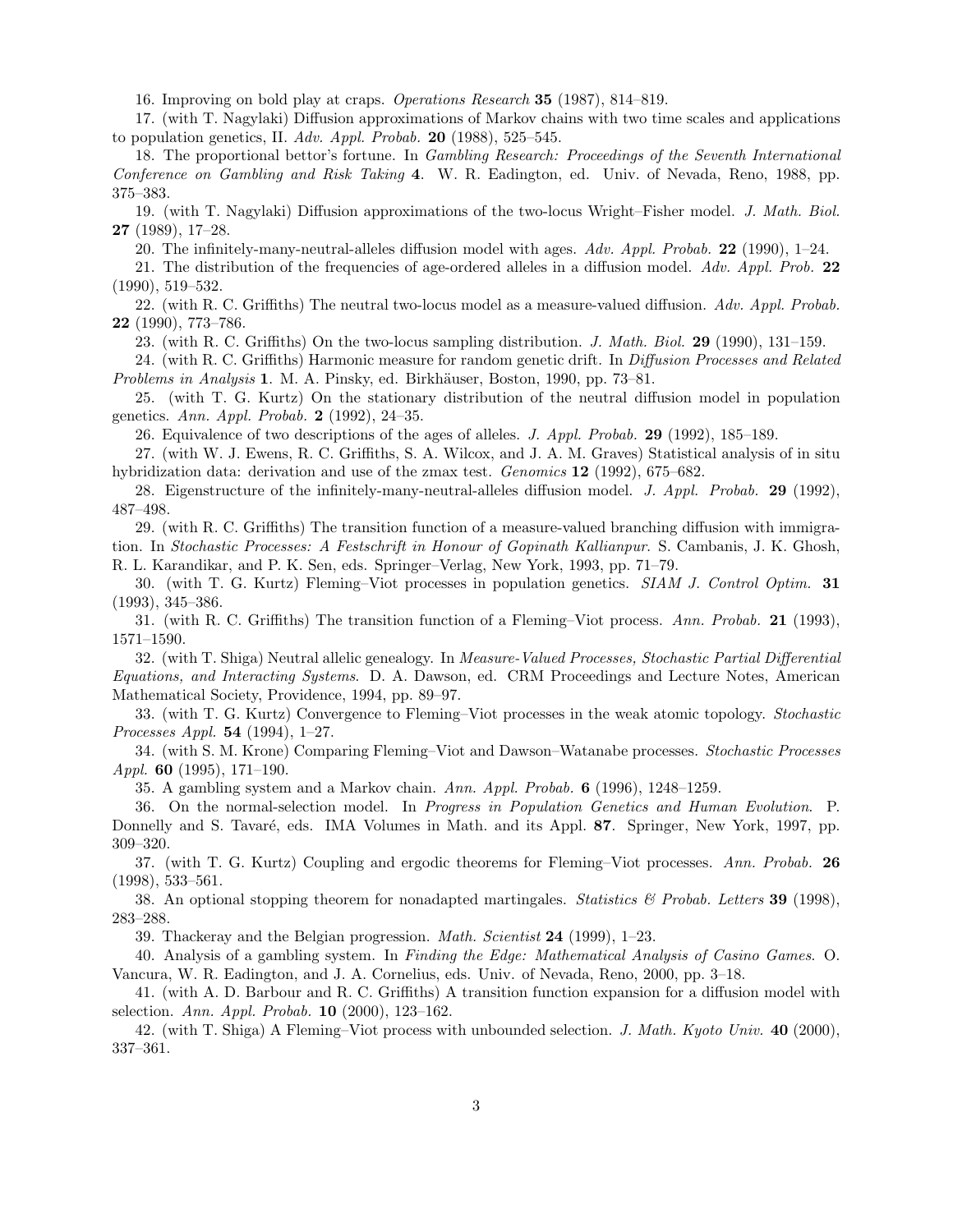16. Improving on bold play at craps. *Operations Research* **35** (1987), 814–819.

17. (with T. Nagylaki) Diffusion approximations of Markov chains with two time scales and applications to population genetics, II. *Adv. Appl. Probab.* **20** (1988), 525–545.

18. The proportional bettor's fortune. In *Gambling Research: Proceedings of the Seventh International Conference on Gambling and Risk Taking* **4**. W. R. Eadington, ed. Univ. of Nevada, Reno, 1988, pp. 375–383.

19. (with T. Nagylaki) Diffusion approximations of the two-locus Wright–Fisher model. *J. Math. Biol.* **27** (1989), 17–28.

20. The infinitely-many-neutral-alleles diffusion model with ages. *Adv. Appl. Probab.* **22** (1990), 1–24.

21. The distribution of the frequencies of age-ordered alleles in a diffusion model. *Adv. Appl. Prob.* **22** (1990), 519–532.

22. (with R. C. Griffiths) The neutral two-locus model as a measure-valued diffusion. *Adv. Appl. Probab.* **22** (1990), 773–786.

23. (with R. C. Griffiths) On the two-locus sampling distribution. *J. Math. Biol.* **29** (1990), 131–159.

24. (with R. C. Griffiths) Harmonic measure for random genetic drift. In *Diffusion Processes and Related Problems in Analysis* **1**. M. A. Pinsky, ed. Birkhäuser, Boston, 1990, pp. 73–81.

25. (with T. G. Kurtz) On the stationary distribution of the neutral diffusion model in population genetics. *Ann. Appl. Probab.* **2** (1992), 24–35.

26. Equivalence of two descriptions of the ages of alleles. *J. Appl. Probab.* **29** (1992), 185–189.

27. (with W. J. Ewens, R. C. Griffiths, S. A. Wilcox, and J. A. M. Graves) Statistical analysis of in situ hybridization data: derivation and use of the zmax test. *Genomics* **12** (1992), 675–682.

28. Eigenstructure of the infinitely-many-neutral-alleles diffusion model. *J. Appl. Probab.* **29** (1992), 487–498.

29. (with R. C. Griffiths) The transition function of a measure-valued branching diffusion with immigration. In *Stochastic Processes: A Festschrift in Honour of Gopinath Kallianpur*. S. Cambanis, J. K. Ghosh, R. L. Karandikar, and P. K. Sen, eds. Springer–Verlag, New York, 1993, pp. 71–79.

30. (with T. G. Kurtz) Fleming–Viot processes in population genetics. *SIAM J. Control Optim.* **31** (1993), 345–386.

31. (with R. C. Griffiths) The transition function of a Fleming–Viot process. *Ann. Probab.* **21** (1993), 1571–1590.

32. (with T. Shiga) Neutral allelic genealogy. In *Measure-Valued Processes, Stochastic Partial Differential Equations, and Interacting Systems*. D. A. Dawson, ed. CRM Proceedings and Lecture Notes, American Mathematical Society, Providence, 1994, pp. 89–97.

33. (with T. G. Kurtz) Convergence to Fleming–Viot processes in the weak atomic topology. *Stochastic Processes Appl.* **54** (1994), 1–27.

34. (with S. M. Krone) Comparing Fleming–Viot and Dawson–Watanabe processes. *Stochastic Processes Appl.* **60** (1995), 171–190.

35. A gambling system and a Markov chain. *Ann. Appl. Probab.* **6** (1996), 1248–1259.

36. On the normal-selection model. In *Progress in Population Genetics and Human Evolution*. P. Donnelly and S. Tavaré, eds. IMA Volumes in Math. and its Appl. **87**. Springer, New York, 1997, pp. 309–320.

37. (with T. G. Kurtz) Coupling and ergodic theorems for Fleming–Viot processes. *Ann. Probab.* **26** (1998), 533–561.

38. An optional stopping theorem for nonadapted martingales. *Statistics & Probab. Letters* **39** (1998), 283–288.

39. Thackeray and the Belgian progression. *Math. Scientist* **24** (1999), 1–23.

40. Analysis of a gambling system. In *Finding the Edge: Mathematical Analysis of Casino Games*. O. Vancura, W. R. Eadington, and J. A. Cornelius, eds. Univ. of Nevada, Reno, 2000, pp. 3–18.

41. (with A. D. Barbour and R. C. Griffiths) A transition function expansion for a diffusion model with selection. *Ann. Appl. Probab.* **10** (2000), 123–162.

42. (with T. Shiga) A Fleming–Viot process with unbounded selection. *J. Math. Kyoto Univ.* **40** (2000), 337–361.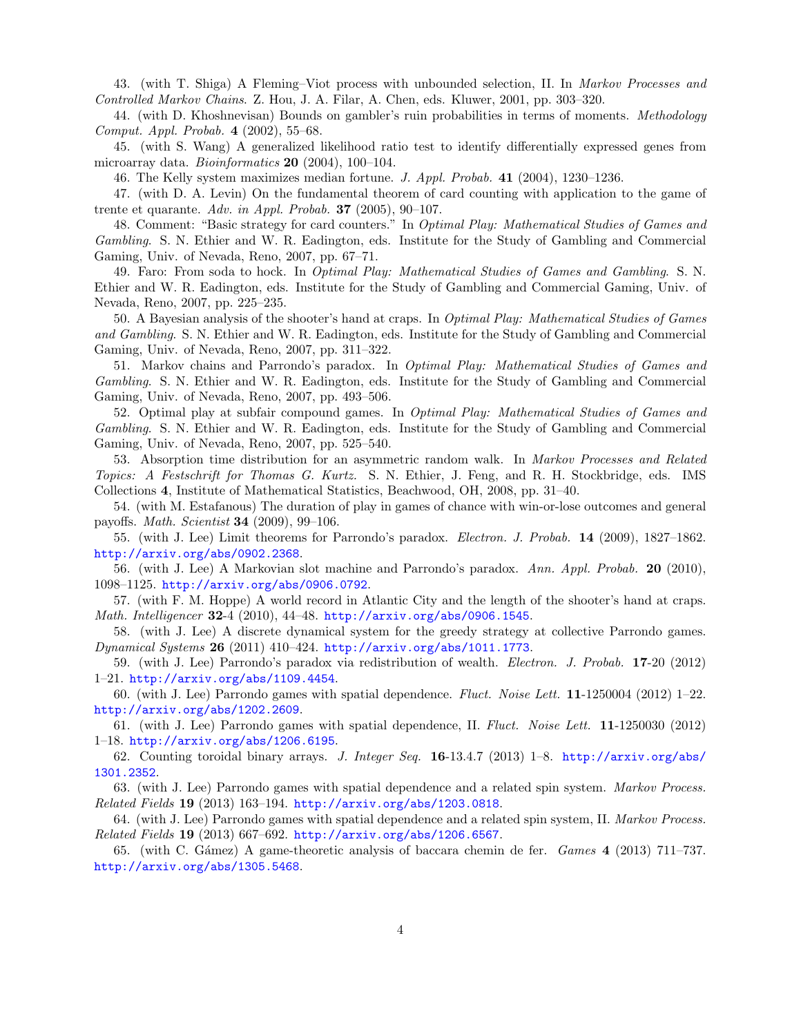43. (with T. Shiga) A Fleming–Viot process with unbounded selection, II. In *Markov Processes and Controlled Markov Chains*. Z. Hou, J. A. Filar, A. Chen, eds. Kluwer, 2001, pp. 303–320.

44. (with D. Khoshnevisan) Bounds on gambler's ruin probabilities in terms of moments. *Methodology Comput. Appl. Probab.* **4** (2002), 55–68.

45. (with S. Wang) A generalized likelihood ratio test to identify differentially expressed genes from microarray data. *Bioinformatics* **20** (2004), 100–104.

46. The Kelly system maximizes median fortune. *J. Appl. Probab.* **41** (2004), 1230–1236.

47. (with D. A. Levin) On the fundamental theorem of card counting with application to the game of trente et quarante. *Adv. in Appl. Probab.* **37** (2005), 90–107.

48. Comment: "Basic strategy for card counters." In *Optimal Play: Mathematical Studies of Games and Gambling*. S. N. Ethier and W. R. Eadington, eds. Institute for the Study of Gambling and Commercial Gaming, Univ. of Nevada, Reno, 2007, pp. 67–71.

49. Faro: From soda to hock. In *Optimal Play: Mathematical Studies of Games and Gambling*. S. N. Ethier and W. R. Eadington, eds. Institute for the Study of Gambling and Commercial Gaming, Univ. of Nevada, Reno, 2007, pp. 225–235.

50. A Bayesian analysis of the shooter's hand at craps. In *Optimal Play: Mathematical Studies of Games and Gambling*. S. N. Ethier and W. R. Eadington, eds. Institute for the Study of Gambling and Commercial Gaming, Univ. of Nevada, Reno, 2007, pp. 311–322.

51. Markov chains and Parrondo's paradox. In *Optimal Play: Mathematical Studies of Games and Gambling*. S. N. Ethier and W. R. Eadington, eds. Institute for the Study of Gambling and Commercial Gaming, Univ. of Nevada, Reno, 2007, pp. 493–506.

52. Optimal play at subfair compound games. In *Optimal Play: Mathematical Studies of Games and Gambling*. S. N. Ethier and W. R. Eadington, eds. Institute for the Study of Gambling and Commercial Gaming, Univ. of Nevada, Reno, 2007, pp. 525–540.

53. Absorption time distribution for an asymmetric random walk. In *Markov Processes and Related Topics: A Festschrift for Thomas G. Kurtz.* S. N. Ethier, J. Feng, and R. H. Stockbridge, eds. IMS Collections **4**, Institute of Mathematical Statistics, Beachwood, OH, 2008, pp. 31–40.

54. (with M. Estafanous) The duration of play in games of chance with win-or-lose outcomes and general payoffs. *Math. Scientist* **34** (2009), 99–106.

55. (with J. Lee) Limit theorems for Parrondo's paradox. *Electron. J. Probab.* **14** (2009), 1827–1862. http://arxiv.org/abs/0902.2368.

56. (with J. Lee) A Markovian slot machine and Parrondo's paradox. *Ann. Appl. Probab.* **20** (2010), 1098–1125. http://arxiv.org/abs/0906.0792.

57. (with F. M. Hoppe) A world record in Atlantic City and the length of the shooter's hand at craps. *Math. Intelligencer* **32**-4 (2010), 44–48. http://arxiv.org/abs/0906.1545.

58. (with J. Lee) A discrete dynamical system for the greedy strategy at collective Parrondo games. *Dynamical Systems* **26** (2011) 410–424. http://arxiv.org/abs/1011.1773.

59. (with J. Lee) Parrondo's paradox via redistribution of wealth. *Electron. J. Probab.* **17**-20 (2012) 1–21. http://arxiv.org/abs/1109.4454.

60. (with J. Lee) Parrondo games with spatial dependence. *Fluct. Noise Lett.* **11**-1250004 (2012) 1–22. http://arxiv.org/abs/1202.2609.

61. (with J. Lee) Parrondo games with spatial dependence, II. *Fluct. Noise Lett.* **11**-1250030 (2012) 1–18. http://arxiv.org/abs/1206.6195.

62. Counting toroidal binary arrays. *J. Integer Seq.* **16**-13.4.7 (2013) 1–8. http://arxiv.org/abs/1301.2352.

63. (with J. Lee) Parrondo games with spatial dependence and a related spin system. *Markov Process. Related Fields* **19** (2013) 163–194. http://arxiv.org/abs/1203.0818.

64. (with J. Lee) Parrondo games with spatial dependence and a related spin system, II. *Markov Process. Related Fields* **19** (2013) 667–692. http://arxiv.org/abs/1206.6567.

65. (with C. Gámez) A game-theoretic analysis of baccara chemin de fer. *Games* **4** (2013) 711–737. http://arxiv.org/abs/1305.5468.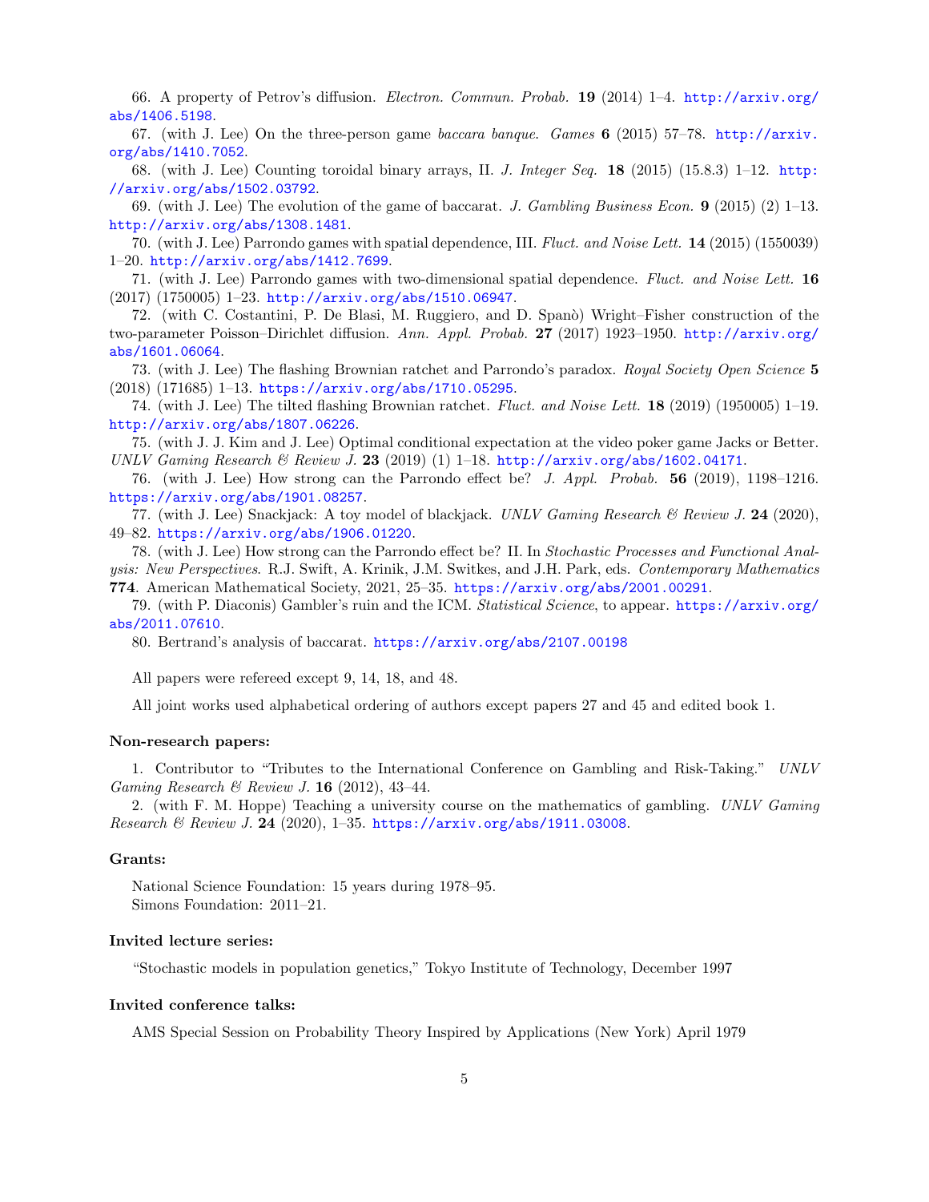66. A property of Petrov's diffusion. *Electron. Commun. Probab.* **19** (2014) 1–4. http://arxiv.org/abs/1406.5198.

67. (with J. Lee) On the three-person game *baccara banque*. *Games* **6** (2015) 57–78. http://arxiv.org/abs/1410.7052.

68. (with J. Lee) Counting toroidal binary arrays, II. *J. Integer Seq.* **18** (2015) (15.8.3) 1–12. http://arxiv.org/abs/1502.03792.

69. (with J. Lee) The evolution of the game of baccarat. *J. Gambling Business Econ.* **9** (2015) (2) 1–13. http://arxiv.org/abs/1308.1481.

70. (with J. Lee) Parrondo games with spatial dependence, III. *Fluct. and Noise Lett.* **14** (2015) (1550039) 1–20. http://arxiv.org/abs/1412.7699.

71. (with J. Lee) Parrondo games with two-dimensional spatial dependence. *Fluct. and Noise Lett.* **16** (2017) (1750005) 1–23. http://arxiv.org/abs/1510.06947.

72. (with C. Costantini, P. De Blasi, M. Ruggiero, and D. Spanò) Wright–Fisher construction of the two-parameter Poisson–Dirichlet diffusion. *Ann. Appl. Probab.* **27** (2017) 1923–1950. http://arxiv.org/abs/1601.06064.

73. (with J. Lee) The flashing Brownian ratchet and Parrondo's paradox. *Royal Society Open Science* **5** (2018) (171685) 1–13. https://arxiv.org/abs/1710.05295.

74. (with J. Lee) The tilted flashing Brownian ratchet. *Fluct. and Noise Lett.* **18** (2019) (1950005) 1–19. http://arxiv.org/abs/1807.06226.

75. (with J. J. Kim and J. Lee) Optimal conditional expectation at the video poker game Jacks or Better. *UNLV Gaming Research & Review J.* **23** (2019) (1) 1–18. http://arxiv.org/abs/1602.04171.

76. (with J. Lee) How strong can the Parrondo effect be? *J. Appl. Probab.* **56** (2019), 1198–1216. https://arxiv.org/abs/1901.08257.

77. (with J. Lee) Snackjack: A toy model of blackjack. *UNLV Gaming Research & Review J.* **24** (2020), 49–82. https://arxiv.org/abs/1906.01220.

78. (with J. Lee) How strong can the Parrondo effect be? II. In *Stochastic Processes and Functional Analysis: New Perspectives*. R.J. Swift, A. Krinik, J.M. Switkes, and J.H. Park, eds. *Contemporary Mathematics* **774**. American Mathematical Society, 2021, 25–35. https://arxiv.org/abs/2001.00291.

79. (with P. Diaconis) Gambler's ruin and the ICM. *Statistical Science*, to appear. https://arxiv.org/abs/2011.07610.

80. Bertrand's analysis of baccarat. https://arxiv.org/abs/2107.00198

All papers were refereed except 9, 14, 18, and 48.

All joint works used alphabetical ordering of authors except papers 27 and 45 and edited book 1.

### Non-research papers:

1. Contributor to "Tributes to the International Conference on Gambling and Risk-Taking." *UNLV Gaming Research & Review J.* **16** (2012), 43–44.

2. (with F. M. Hoppe) Teaching a university course on the mathematics of gambling. *UNLV Gaming Research & Review J.* **24** (2020), 1–35. https://arxiv.org/abs/1911.03008.

### Grants:

National Science Foundation: 15 years during 1978–95.
Simons Foundation: 2011–21.

### Invited lecture series:

"Stochastic models in population genetics," Tokyo Institute of Technology, December 1997

### Invited conference talks:

AMS Special Session on Probability Theory Inspired by Applications (New York) April 1979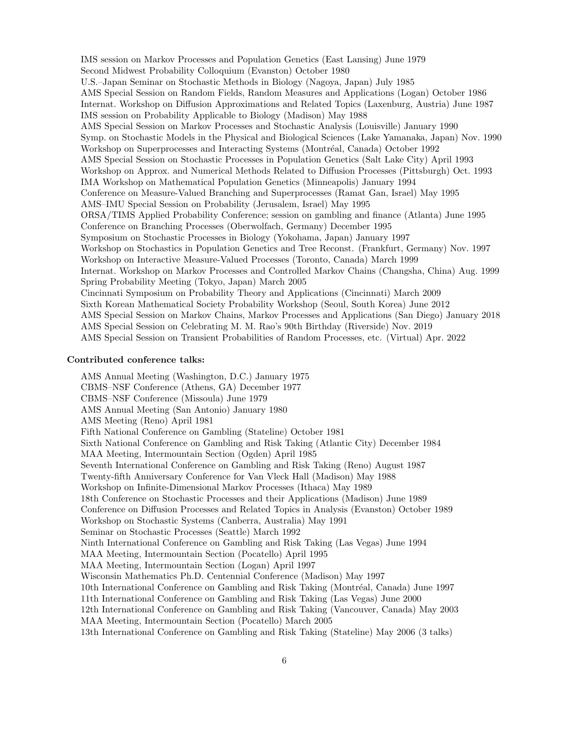IMS session on Markov Processes and Population Genetics (East Lansing) June 1979
Second Midwest Probability Colloquium (Evanston) October 1980
U.S.–Japan Seminar on Stochastic Methods in Biology (Nagoya, Japan) July 1985
AMS Special Session on Random Fields, Random Measures and Applications (Logan) October 1986
Internat. Workshop on Diffusion Approximations and Related Topics (Laxenburg, Austria) June 1987
IMS session on Probability Applicable to Biology (Madison) May 1988
AMS Special Session on Markov Processes and Stochastic Analysis (Louisville) January 1990
Symp. on Stochastic Models in the Physical and Biological Sciences (Lake Yamanaka, Japan) Nov. 1990
Workshop on Superprocesses and Interacting Systems (Montréal, Canada) October 1992
AMS Special Session on Stochastic Processes in Population Genetics (Salt Lake City) April 1993
Workshop on Approx. and Numerical Methods Related to Diffusion Processes (Pittsburgh) Oct. 1993
IMA Workshop on Mathematical Population Genetics (Minneapolis) January 1994
Conference on Measure-Valued Branching and Superprocesses (Ramat Gan, Israel) May 1995
AMS–IMU Special Session on Probability (Jerusalem, Israel) May 1995
ORSA/TIMS Applied Probability Conference; session on gambling and finance (Atlanta) June 1995
Conference on Branching Processes (Oberwolfach, Germany) December 1995
Symposium on Stochastic Processes in Biology (Yokohama, Japan) January 1997
Workshop on Stochastics in Population Genetics and Tree Reconst. (Frankfurt, Germany) Nov. 1997
Workshop on Interactive Measure-Valued Processes (Toronto, Canada) March 1999
Internat. Workshop on Markov Processes and Controlled Markov Chains (Changsha, China) Aug. 1999
Spring Probability Meeting (Tokyo, Japan) March 2005
Cincinnati Symposium on Probability Theory and Applications (Cincinnati) March 2009
Sixth Korean Mathematical Society Probability Workshop (Seoul, South Korea) June 2012
AMS Special Session on Markov Chains, Markov Processes and Applications (San Diego) January 2018
AMS Special Session on Celebrating M. M. Rao's 90th Birthday (Riverside) Nov. 2019
AMS Special Session on Transient Probabilities of Random Processes, etc. (Virtual) Apr. 2022

**Contributed conference talks:**

AMS Annual Meeting (Washington, D.C.) January 1975
CBMS–NSF Conference (Athens, GA) December 1977
CBMS–NSF Conference (Missoula) June 1979
AMS Annual Meeting (San Antonio) January 1980
AMS Meeting (Reno) April 1981
Fifth National Conference on Gambling (Stateline) October 1981
Sixth National Conference on Gambling and Risk Taking (Atlantic City) December 1984
MAA Meeting, Intermountain Section (Ogden) April 1985
Seventh International Conference on Gambling and Risk Taking (Reno) August 1987
Twenty-fifth Anniversary Conference for Van Vleck Hall (Madison) May 1988
Workshop on Infinite-Dimensional Markov Processes (Ithaca) May 1989
18th Conference on Stochastic Processes and their Applications (Madison) June 1989
Conference on Diffusion Processes and Related Topics in Analysis (Evanston) October 1989
Workshop on Stochastic Systems (Canberra, Australia) May 1991
Seminar on Stochastic Processes (Seattle) March 1992
Ninth International Conference on Gambling and Risk Taking (Las Vegas) June 1994
MAA Meeting, Intermountain Section (Pocatello) April 1995
MAA Meeting, Intermountain Section (Logan) April 1997
Wisconsin Mathematics Ph.D. Centennial Conference (Madison) May 1997
10th International Conference on Gambling and Risk Taking (Montréal, Canada) June 1997
11th International Conference on Gambling and Risk Taking (Las Vegas) June 2000
12th International Conference on Gambling and Risk Taking (Vancouver, Canada) May 2003
MAA Meeting, Intermountain Section (Pocatello) March 2005
13th International Conference on Gambling and Risk Taking (Stateline) May 2006 (3 talks)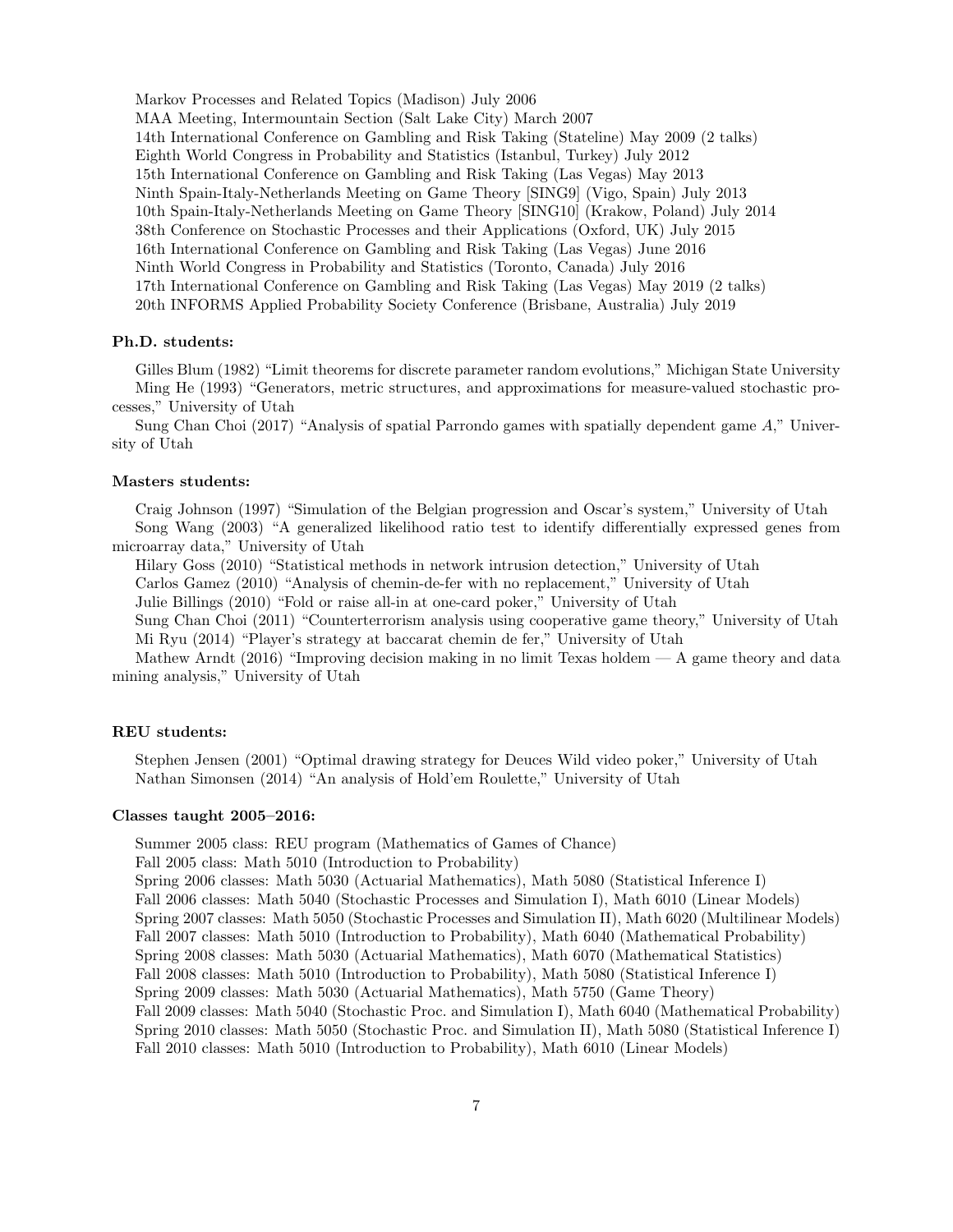Markov Processes and Related Topics (Madison) July 2006
MAA Meeting, Intermountain Section (Salt Lake City) March 2007
14th International Conference on Gambling and Risk Taking (Stateline) May 2009 (2 talks)
Eighth World Congress in Probability and Statistics (Istanbul, Turkey) July 2012
15th International Conference on Gambling and Risk Taking (Las Vegas) May 2013
Ninth Spain-Italy-Netherlands Meeting on Game Theory [SING9] (Vigo, Spain) July 2013
10th Spain-Italy-Netherlands Meeting on Game Theory [SING10] (Krakow, Poland) July 2014
38th Conference on Stochastic Processes and their Applications (Oxford, UK) July 2015
16th International Conference on Gambling and Risk Taking (Las Vegas) June 2016
Ninth World Congress in Probability and Statistics (Toronto, Canada) July 2016
17th International Conference on Gambling and Risk Taking (Las Vegas) May 2019 (2 talks)
20th INFORMS Applied Probability Society Conference (Brisbane, Australia) July 2019

**Ph.D. students:**

Gilles Blum (1982) "Limit theorems for discrete parameter random evolutions," Michigan State University

Ming He (1993) "Generators, metric structures, and approximations for measure-valued stochastic processes," University of Utah

Sung Chan Choi (2017) "Analysis of spatial Parrondo games with spatially dependent game $A$," University of Utah

**Masters students:**

Craig Johnson (1997) "Simulation of the Belgian progression and Oscar's system," University of Utah

Song Wang (2003) "A generalized likelihood ratio test to identify differentially expressed genes from microarray data," University of Utah

Hilary Goss (2010) "Statistical methods in network intrusion detection," University of Utah

Carlos Gamez (2010) "Analysis of chemin-de-fer with no replacement," University of Utah

Julie Billings (2010) "Fold or raise all-in at one-card poker," University of Utah

Sung Chan Choi (2011) "Counterterrorism analysis using cooperative game theory," University of Utah

Mi Ryu (2014) "Player's strategy at baccarat chemin de fer," University of Utah

Mathew Arndt (2016) "Improving decision making in no limit Texas holdem — A game theory and data mining analysis," University of Utah

**REU students:**

Stephen Jensen (2001) "Optimal drawing strategy for Deuces Wild video poker," University of Utah

Nathan Simonsen (2014) "An analysis of Hold'em Roulette," University of Utah

**Classes taught 2005–2016:**

Summer 2005 class: REU program (Mathematics of Games of Chance)
Fall 2005 class: Math 5010 (Introduction to Probability)
Spring 2006 classes: Math 5030 (Actuarial Mathematics), Math 5080 (Statistical Inference I)
Fall 2006 classes: Math 5040 (Stochastic Processes and Simulation I), Math 6010 (Linear Models)
Spring 2007 classes: Math 5050 (Stochastic Processes and Simulation II), Math 6020 (Multilinear Models)
Fall 2007 classes: Math 5010 (Introduction to Probability), Math 6040 (Mathematical Probability)
Spring 2008 classes: Math 5030 (Actuarial Mathematics), Math 6070 (Mathematical Statistics)
Fall 2008 classes: Math 5010 (Introduction to Probability), Math 5080 (Statistical Inference I)
Spring 2009 classes: Math 5030 (Actuarial Mathematics), Math 5750 (Game Theory)
Fall 2009 classes: Math 5040 (Stochastic Proc. and Simulation I), Math 6040 (Mathematical Probability)
Spring 2010 classes: Math 5050 (Stochastic Proc. and Simulation II), Math 5080 (Statistical Inference I)
Fall 2010 classes: Math 5010 (Introduction to Probability), Math 6010 (Linear Models)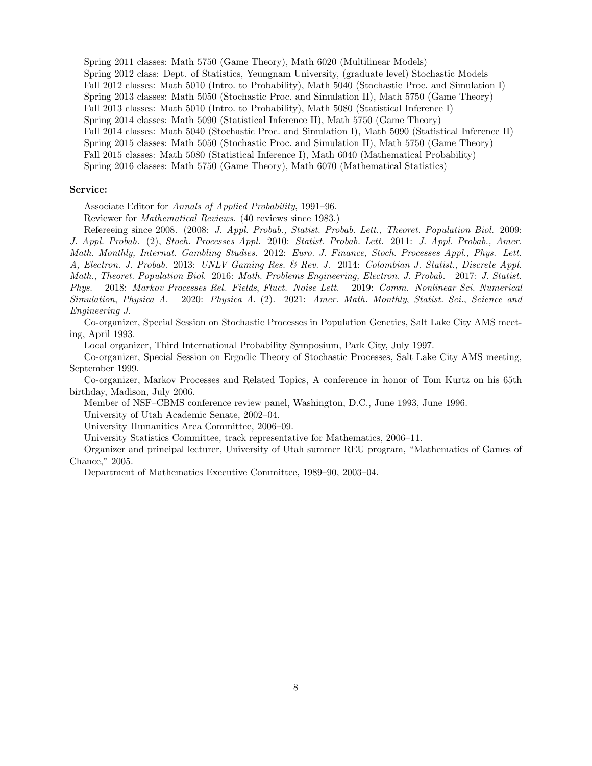Spring 2011 classes: Math 5750 (Game Theory), Math 6020 (Multilinear Models)
Spring 2012 class: Dept. of Statistics, Yeungnam University, (graduate level) Stochastic Models
Fall 2012 classes: Math 5010 (Intro. to Probability), Math 5040 (Stochastic Proc. and Simulation I)
Spring 2013 classes: Math 5050 (Stochastic Proc. and Simulation II), Math 5750 (Game Theory)
Fall 2013 classes: Math 5010 (Intro. to Probability), Math 5080 (Statistical Inference I)
Spring 2014 classes: Math 5090 (Statistical Inference II), Math 5750 (Game Theory)
Fall 2014 classes: Math 5040 (Stochastic Proc. and Simulation I), Math 5090 (Statistical Inference II)
Spring 2015 classes: Math 5050 (Stochastic Proc. and Simulation II), Math 5750 (Game Theory)
Fall 2015 classes: Math 5080 (Statistical Inference I), Math 6040 (Mathematical Probability)
Spring 2016 classes: Math 5750 (Game Theory), Math 6070 (Mathematical Statistics)

**Service:**

Associate Editor for *Annals of Applied Probability*, 1991–96.

Reviewer for *Mathematical Reviews*. (40 reviews since 1983.)

Refereeing since 2008. (2008: *J. Appl. Probab., Statist. Probab. Lett., Theoret. Population Biol.* 2009: *J. Appl. Probab.* (2), *Stoch. Processes Appl.* 2010: *Statist. Probab. Lett.* 2011: *J. Appl. Probab., Amer. Math. Monthly, Internat. Gambling Studies.* 2012: *Euro. J. Finance, Stoch. Processes Appl., Phys. Lett. A, Electron. J. Probab.* 2013: *UNLV Gaming Res. & Rev. J.* 2014: *Colombian J. Statist.*, *Discrete Appl. Math.*, *Theoret. Population Biol.* 2016: *Math. Problems Engineering, Electron. J. Probab.* 2017: *J. Statist. Phys.* 2018: *Markov Processes Rel. Fields*, *Fluct. Noise Lett.* 2019: *Comm. Nonlinear Sci. Numerical Simulation*, *Physica A.* 2020: *Physica A.* (2). 2021: *Amer. Math. Monthly*, *Statist. Sci.*, *Science and Engineering J.*

Co-organizer, Special Session on Stochastic Processes in Population Genetics, Salt Lake City AMS meeting, April 1993.

Local organizer, Third International Probability Symposium, Park City, July 1997.

Co-organizer, Special Session on Ergodic Theory of Stochastic Processes, Salt Lake City AMS meeting, September 1999.

Co-organizer, Markov Processes and Related Topics, A conference in honor of Tom Kurtz on his 65th birthday, Madison, July 2006.

Member of NSF–CBMS conference review panel, Washington, D.C., June 1993, June 1996.

University of Utah Academic Senate, 2002–04.

University Humanities Area Committee, 2006–09.

University Statistics Committee, track representative for Mathematics, 2006–11.

Organizer and principal lecturer, University of Utah summer REU program, "Mathematics of Games of Chance," 2005.

Department of Mathematics Executive Committee, 1989–90, 2003–04.